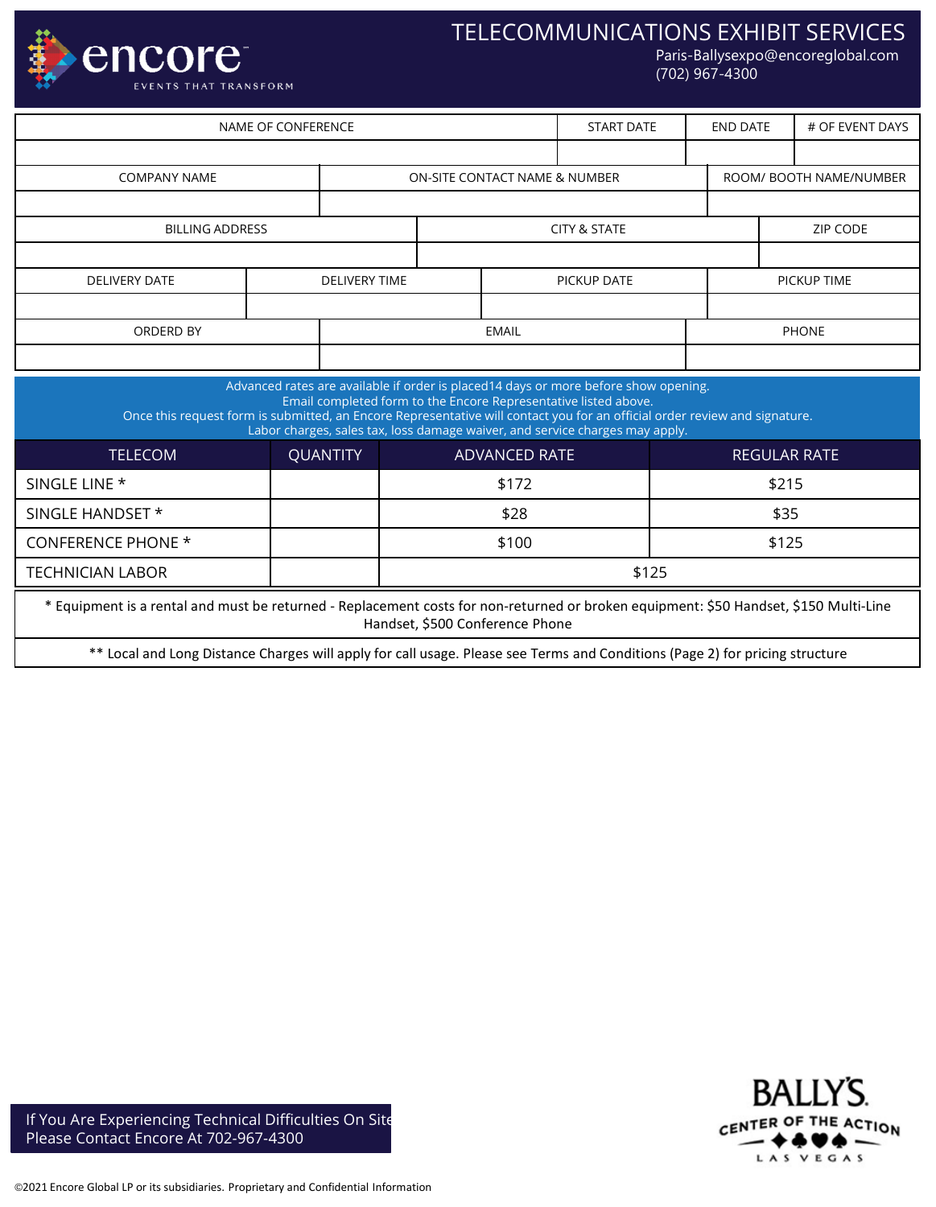# TELECOMMUNICATIONS EXHIBIT SERVICES

Paris-Ballysexpo@encoreglobal.com
(702) 967-4300

| NAME OF CONFERENCE | START DATE | END DATE | # OF EVENT DAYS |
|---|---|---|---|
| | | | |

| COMPANY NAME | ON-SITE CONTACT NAME & NUMBER | ROOM/ BOOTH NAME/NUMBER |
|---|---|---|
| | | |

| BILLING ADDRESS | CITY & STATE | ZIP CODE |
|---|---|---|
| | | |

| DELIVERY DATE | DELIVERY TIME | PICKUP DATE | PICKUP TIME |
|---|---|---|---|
| | | | |

| ORDERD BY | EMAIL | PHONE |
|---|---|---|
| | | |

Advanced rates are available if order is placed14 days or more before show opening.
Email completed form to the Encore Representative listed above.
Once this request form is submitted, an Encore Representative will contact you for an official order review and signature.
Labor charges, sales tax, loss damage waiver, and service charges may apply.

| TELECOM | QUANTITY | ADVANCED RATE | REGULAR RATE |
|---|---|---|---|
| SINGLE LINE * | | $172 | $215 |
| SINGLE HANDSET * | | $28 | $35 |
| CONFERENCE PHONE * | | $100 | $125 |
| TECHNICIAN LABOR | | $125 | |

* Equipment is a rental and must be returned - Replacement costs for non-returned or broken equipment: $50 Handset, $150 Multi-Line Handset, $500 Conference Phone

** Local and Long Distance Charges will apply for call usage. Please see Terms and Conditions (Page 2) for pricing structure

If You Are Experiencing Technical Difficulties On Site Please Contact Encore At 702-967-4300

©2021 Encore Global LP or its subsidiaries. Proprietary and Confidential Information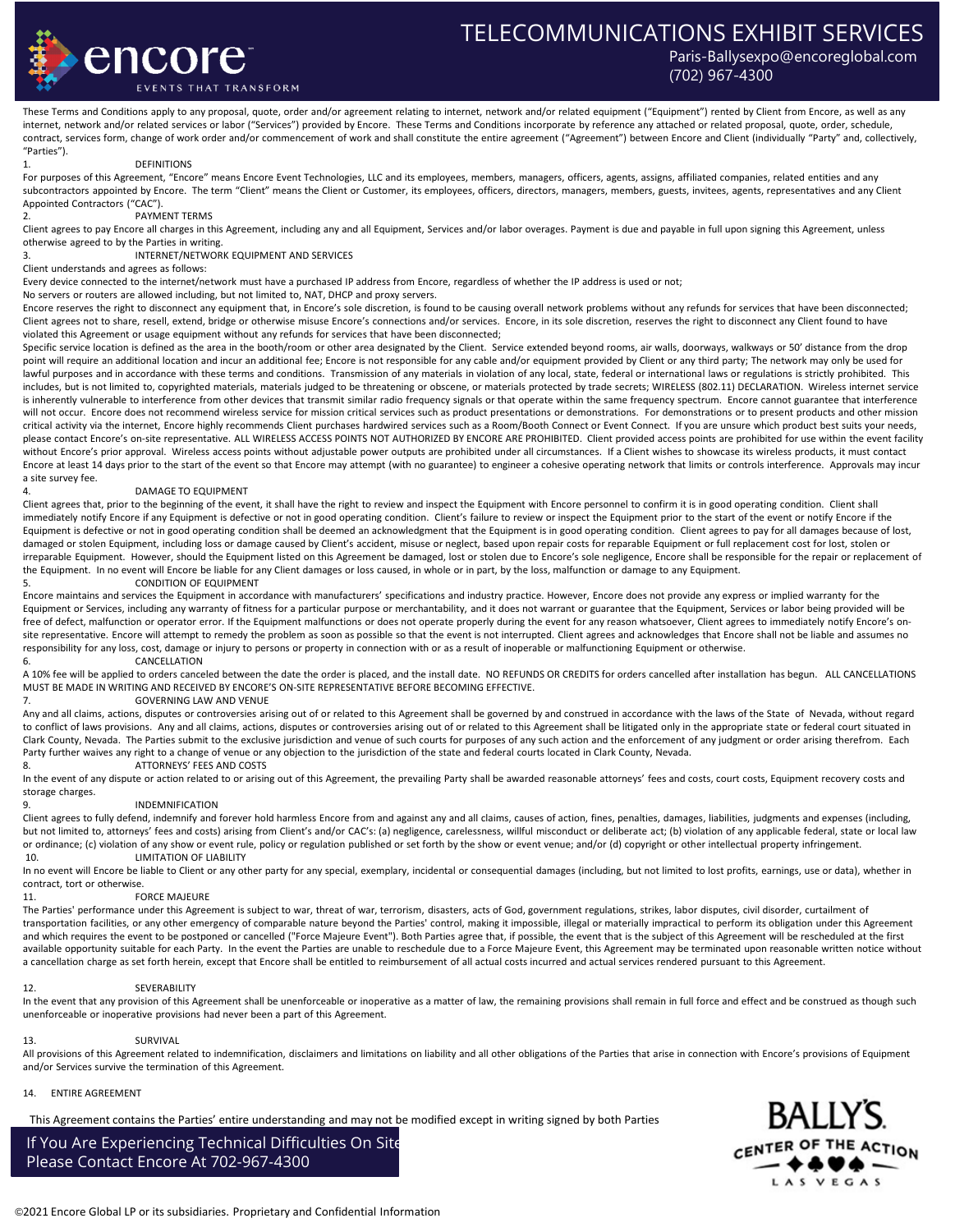# TELECOMMUNICATIONS EXHIBIT SERVICES

Paris-Ballysexpo@encoreglobal.com
(702) 967-4300

These Terms and Conditions apply to any proposal, quote, order and/or agreement relating to internet, network and/or related equipment ("Equipment") rented by Client from Encore, as well as any internet, network and/or related services or labor ("Services") provided by Encore. These Terms and Conditions incorporate by reference any attached or related proposal, quote, order, schedule, contract, services form, change of work order and/or commencement of work and shall constitute the entire agreement ("Agreement") between Encore and Client (individually "Party" and, collectively, "Parties").

## 1. DEFINITIONS

For purposes of this Agreement, "Encore" means Encore Event Technologies, LLC and its employees, members, managers, officers, agents, assigns, affiliated companies, related entities and any subcontractors appointed by Encore. The term "Client" means the Client or Customer, its employees, officers, directors, managers, members, guests, invitees, agents, representatives and any Client Appointed Contractors ("CAC").

## 2. PAYMENT TERMS

Client agrees to pay Encore all charges in this Agreement, including any and all Equipment, Services and/or labor overages. Payment is due and payable in full upon signing this Agreement, unless otherwise agreed to by the Parties in writing.

## 3. INTERNET/NETWORK EQUIPMENT AND SERVICES

Client understands and agrees as follows:

Every device connected to the internet/network must have a purchased IP address from Encore, regardless of whether the IP address is used or not;

No servers or routers are allowed including, but not limited to, NAT, DHCP and proxy servers.

Encore reserves the right to disconnect any equipment that, in Encore's sole discretion, is found to be causing overall network problems without any refunds for services that have been disconnected; Client agrees not to share, resell, extend, bridge or otherwise misuse Encore's connections and/or services. Encore, in its sole discretion, reserves the right to disconnect any Client found to have violated this Agreement or usage equipment without any refunds for services that have been disconnected;

Specific service location is defined as the area in the booth/room or other area designated by the Client. Service extended beyond rooms, air walls, doorways, walkways or 50' distance from the drop point will require an additional location and incur an additional fee; Encore is not responsible for any cable and/or equipment provided by Client or any third party; The network may only be used for lawful purposes and in accordance with these terms and conditions. Transmission of any materials in violation of any local, state, federal or international laws or regulations is strictly prohibited. This includes, but is not limited to, copyrighted materials, materials judged to be threatening or obscene, or materials protected by trade secrets; WIRELESS (802.11) DECLARATION. Wireless internet service is inherently vulnerable to interference from other devices that transmit similar radio frequency signals or that operate within the same frequency spectrum. Encore cannot guarantee that interference will not occur. Encore does not recommend wireless service for mission critical services such as product presentations or demonstrations. For demonstrations or to present products and other mission critical activity via the internet, Encore highly recommends Client purchases hardwired services such as a Room/Booth Connect or Event Connect. If you are unsure which product best suits your needs, please contact Encore's on-site representative. ALL WIRELESS ACCESS POINTS NOT AUTHORIZED BY ENCORE ARE PROHIBITED. Client provided access points are prohibited for use within the event facility without Encore's prior approval. Wireless access points without adjustable power outputs are prohibited under all circumstances. If a Client wishes to showcase its wireless products, it must contact Encore at least 14 days prior to the start of the event so that Encore may attempt (with no guarantee) to engineer a cohesive operating network that limits or controls interference. Approvals may incur a site survey fee.

## 4. DAMAGE TO EQUIPMENT

Client agrees that, prior to the beginning of the event, it shall have the right to review and inspect the Equipment with Encore personnel to confirm it is in good operating condition. Client shall immediately notify Encore if any Equipment is defective or not in good operating condition. Client's failure to review or inspect the Equipment prior to the start of the event or notify Encore if the Equipment is defective or not in good operating condition shall be deemed an acknowledgment that the Equipment is in good operating condition. Client agrees to pay for all damages because of lost, damaged or stolen Equipment, including loss or damage caused by Client's accident, misuse or neglect, based upon repair costs for reparable Equipment or full replacement cost for lost, stolen or irreparable Equipment. However, should the Equipment listed on this Agreement be damaged, lost or stolen due to Encore's sole negligence, Encore shall be responsible for the repair or replacement of the Equipment. In no event will Encore be liable for any Client damages or loss caused, in whole or in part, by the loss, malfunction or damage to any Equipment.

## 5. CONDITION OF EQUIPMENT

Encore maintains and services the Equipment in accordance with manufacturers' specifications and industry practice. However, Encore does not provide any express or implied warranty for the Equipment or Services, including any warranty of fitness for a particular purpose or merchantability, and it does not warrant or guarantee that the Equipment, Services or labor being provided will be free of defect, malfunction or operator error. If the Equipment malfunctions or does not operate properly during the event for any reason whatsoever, Client agrees to immediately notify Encore's on-site representative. Encore will attempt to remedy the problem as soon as possible so that the event is not interrupted. Client agrees and acknowledges that Encore shall not be liable and assumes no responsibility for any loss, cost, damage or injury to persons or property in connection with or as a result of inoperable or malfunctioning Equipment or otherwise.

## 6. CANCELLATION

A 10% fee will be applied to orders canceled between the date the order is placed, and the install date. NO REFUNDS OR CREDITS for orders cancelled after installation has begun. ALL CANCELLATIONS MUST BE MADE IN WRITING AND RECEIVED BY ENCORE'S ON-SITE REPRESENTATIVE BEFORE BECOMING EFFECTIVE.

## 7. GOVERNING LAW AND VENUE

Any and all claims, actions, disputes or controversies arising out of or related to this Agreement shall be governed by and construed in accordance with the laws of the State of Nevada, without regard to conflict of laws provisions. Any and all claims, actions, disputes or controversies arising out of or related to this Agreement shall be litigated only in the appropriate state or federal court situated in Clark County, Nevada. The Parties submit to the exclusive jurisdiction and venue of such courts for purposes of any such action and the enforcement of any judgment or order arising therefrom. Each Party further waives any right to a change of venue or any objection to the jurisdiction of the state and federal courts located in Clark County, Nevada.

## 8. ATTORNEYS' FEES AND COSTS

In the event of any dispute or action related to or arising out of this Agreement, the prevailing Party shall be awarded reasonable attorneys' fees and costs, court costs, Equipment recovery costs and storage charges.

## 9. INDEMNIFICATION

Client agrees to fully defend, indemnify and forever hold harmless Encore from and against any and all claims, causes of action, fines, penalties, damages, liabilities, judgments and expenses (including, but not limited to, attorneys' fees and costs) arising from Client's and/or CAC's: (a) negligence, carelessness, willful misconduct or deliberate act; (b) violation of any applicable federal, state or local law or ordinance; (c) violation of any show or event rule, policy or regulation published or set forth by the show or event venue; and/or (d) copyright or other intellectual property infringement.

## 10. LIMITATION OF LIABILITY

In no event will Encore be liable to Client or any other party for any special, exemplary, incidental or consequential damages (including, but not limited to lost profits, earnings, use or data), whether in contract, tort or otherwise.

## 11. FORCE MAJEURE

The Parties' performance under this Agreement is subject to war, threat of war, terrorism, disasters, acts of God, government regulations, strikes, labor disputes, civil disorder, curtailment of transportation facilities, or any other emergency of comparable nature beyond the Parties' control, making it impossible, illegal or materially impractical to perform its obligation under this Agreement and which requires the event to be postponed or cancelled ("Force Majeure Event"). Both Parties agree that, if possible, the event that is the subject of this Agreement will be rescheduled at the first available opportunity suitable for each Party. In the event the Parties are unable to reschedule due to a Force Majeure Event, this Agreement may be terminated upon reasonable written notice without a cancellation charge as set forth herein, except that Encore shall be entitled to reimbursement of all actual costs incurred and actual services rendered pursuant to this Agreement.

## 12. SEVERABILITY

In the event that any provision of this Agreement shall be unenforceable or inoperative as a matter of law, the remaining provisions shall remain in full force and effect and be construed as though such unenforceable or inoperative provisions had never been a part of this Agreement.

## 13. SURVIVAL

All provisions of this Agreement related to indemnification, disclaimers and limitations on liability and all other obligations of the Parties that arise in connection with Encore's provisions of Equipment and/or Services survive the termination of this Agreement.

## 14. ENTIRE AGREEMENT

This Agreement contains the Parties' entire understanding and may not be modified except in writing signed by both Parties

If You Are Experiencing Technical Difficulties On Site Please Contact Encore At 702-967-4300

©2021 Encore Global LP or its subsidiaries. Proprietary and Confidential Information